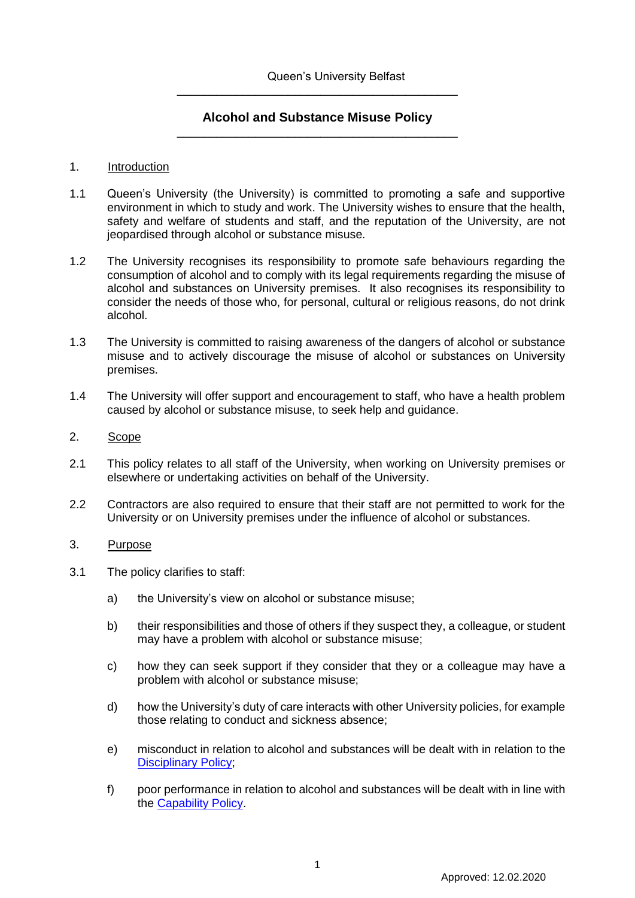Queen's University Belfast

# Alcohol and Substance Misuse Policy

## 1. Introduction

1.1 Queen's University (the University) is committed to promoting a safe and supportive environment in which to study and work. The University wishes to ensure that the health, safety and welfare of students and staff, and the reputation of the University, are not jeopardised through alcohol or substance misuse.

1.2 The University recognises its responsibility to promote safe behaviours regarding the consumption of alcohol and to comply with its legal requirements regarding the misuse of alcohol and substances on University premises. It also recognises its responsibility to consider the needs of those who, for personal, cultural or religious reasons, do not drink alcohol.

1.3 The University is committed to raising awareness of the dangers of alcohol or substance misuse and to actively discourage the misuse of alcohol or substances on University premises.

1.4 The University will offer support and encouragement to staff, who have a health problem caused by alcohol or substance misuse, to seek help and guidance.

## 2. Scope

2.1 This policy relates to all staff of the University, when working on University premises or elsewhere or undertaking activities on behalf of the University.

2.2 Contractors are also required to ensure that their staff are not permitted to work for the University or on University premises under the influence of alcohol or substances.

## 3. Purpose

3.1 The policy clarifies to staff:

a) the University's view on alcohol or substance misuse;

b) their responsibilities and those of others if they suspect they, a colleague, or student may have a problem with alcohol or substance misuse;

c) how they can seek support if they consider that they or a colleague may have a problem with alcohol or substance misuse;

d) how the University's duty of care interacts with other University policies, for example those relating to conduct and sickness absence;

e) misconduct in relation to alcohol and substances will be dealt with in relation to the Disciplinary Policy;

f) poor performance in relation to alcohol and substances will be dealt with in line with the Capability Policy.

Approved: 12.02.2020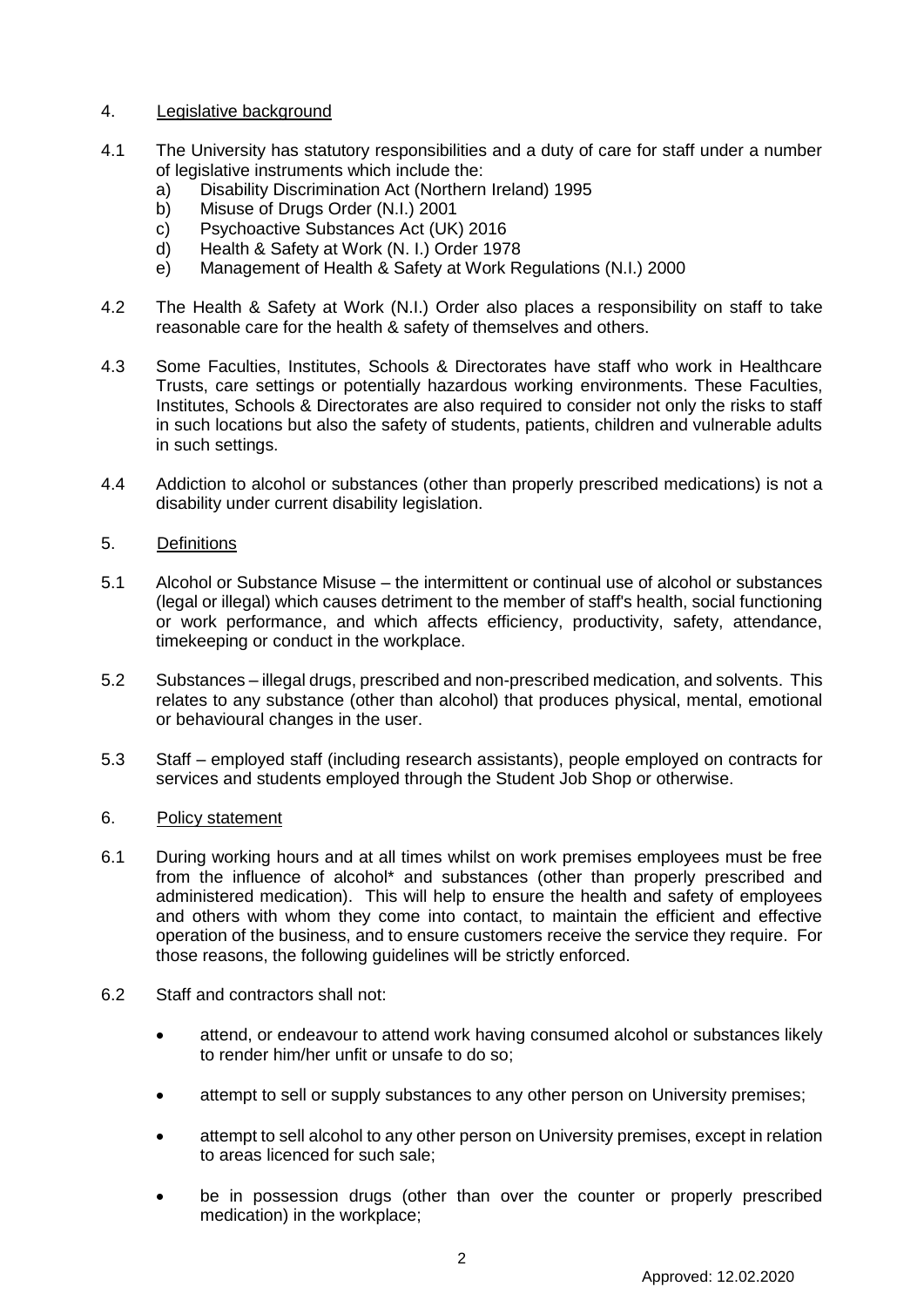## 4. Legislative background

4.1 The University has statutory responsibilities and a duty of care for staff under a number of legislative instruments which include the:

   a) Disability Discrimination Act (Northern Ireland) 1995
   b) Misuse of Drugs Order (N.I.) 2001
   c) Psychoactive Substances Act (UK) 2016
   d) Health & Safety at Work (N. I.) Order 1978
   e) Management of Health & Safety at Work Regulations (N.I.) 2000

4.2 The Health & Safety at Work (N.I.) Order also places a responsibility on staff to take reasonable care for the health & safety of themselves and others.

4.3 Some Faculties, Institutes, Schools & Directorates have staff who work in Healthcare Trusts, care settings or potentially hazardous working environments. These Faculties, Institutes, Schools & Directorates are also required to consider not only the risks to staff in such locations but also the safety of students, patients, children and vulnerable adults in such settings.

4.4 Addiction to alcohol or substances (other than properly prescribed medications) is not a disability under current disability legislation.

## 5. Definitions

5.1 Alcohol or Substance Misuse – the intermittent or continual use of alcohol or substances (legal or illegal) which causes detriment to the member of staff's health, social functioning or work performance, and which affects efficiency, productivity, safety, attendance, timekeeping or conduct in the workplace.

5.2 Substances – illegal drugs, prescribed and non-prescribed medication, and solvents. This relates to any substance (other than alcohol) that produces physical, mental, emotional or behavioural changes in the user.

5.3 Staff – employed staff (including research assistants), people employed on contracts for services and students employed through the Student Job Shop or otherwise.

## 6. Policy statement

6.1 During working hours and at all times whilst on work premises employees must be free from the influence of alcohol* and substances (other than properly prescribed and administered medication). This will help to ensure the health and safety of employees and others with whom they come into contact, to maintain the efficient and effective operation of the business, and to ensure customers receive the service they require. For those reasons, the following guidelines will be strictly enforced.

6.2 Staff and contractors shall not:

- attend, or endeavour to attend work having consumed alcohol or substances likely to render him/her unfit or unsafe to do so;
- attempt to sell or supply substances to any other person on University premises;
- attempt to sell alcohol to any other person on University premises, except in relation to areas licenced for such sale;
- be in possession drugs (other than over the counter or properly prescribed medication) in the workplace;

Approved: 12.02.2020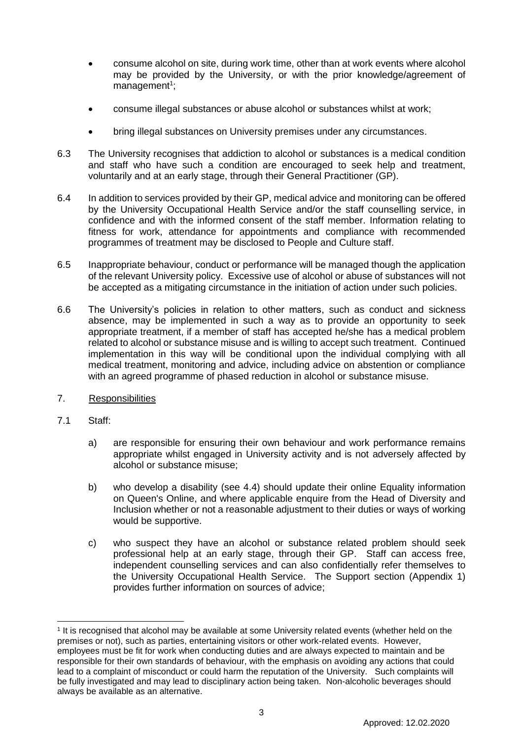- consume alcohol on site, during work time, other than at work events where alcohol may be provided by the University, or with the prior knowledge/agreement of management[1];
- consume illegal substances or abuse alcohol or substances whilst at work;
- bring illegal substances on University premises under any circumstances.

6.3 The University recognises that addiction to alcohol or substances is a medical condition and staff who have such a condition are encouraged to seek help and treatment, voluntarily and at an early stage, through their General Practitioner (GP).

6.4 In addition to services provided by their GP, medical advice and monitoring can be offered by the University Occupational Health Service and/or the staff counselling service, in confidence and with the informed consent of the staff member. Information relating to fitness for work, attendance for appointments and compliance with recommended programmes of treatment may be disclosed to People and Culture staff.

6.5 Inappropriate behaviour, conduct or performance will be managed though the application of the relevant University policy. Excessive use of alcohol or abuse of substances will not be accepted as a mitigating circumstance in the initiation of action under such policies.

6.6 The University's policies in relation to other matters, such as conduct and sickness absence, may be implemented in such a way as to provide an opportunity to seek appropriate treatment, if a member of staff has accepted he/she has a medical problem related to alcohol or substance misuse and is willing to accept such treatment. Continued implementation in this way will be conditional upon the individual complying with all medical treatment, monitoring and advice, including advice on abstention or compliance with an agreed programme of phased reduction in alcohol or substance misuse.

## 7. Responsibilities

7.1 Staff:

a) are responsible for ensuring their own behaviour and work performance remains appropriate whilst engaged in University activity and is not adversely affected by alcohol or substance misuse;

b) who develop a disability (see 4.4) should update their online Equality information on Queen's Online, and where applicable enquire from the Head of Diversity and Inclusion whether or not a reasonable adjustment to their duties or ways of working would be supportive.

c) who suspect they have an alcohol or substance related problem should seek professional help at an early stage, through their GP. Staff can access free, independent counselling services and can also confidentially refer themselves to the University Occupational Health Service. The Support section (Appendix 1) provides further information on sources of advice;

---

[1] It is recognised that alcohol may be available at some University related events (whether held on the premises or not), such as parties, entertaining visitors or other work-related events. However, employees must be fit for work when conducting duties and are always expected to maintain and be responsible for their own standards of behaviour, with the emphasis on avoiding any actions that could lead to a complaint of misconduct or could harm the reputation of the University. Such complaints will be fully investigated and may lead to disciplinary action being taken. Non-alcoholic beverages should always be available as an alternative.

Approved: 12.02.2020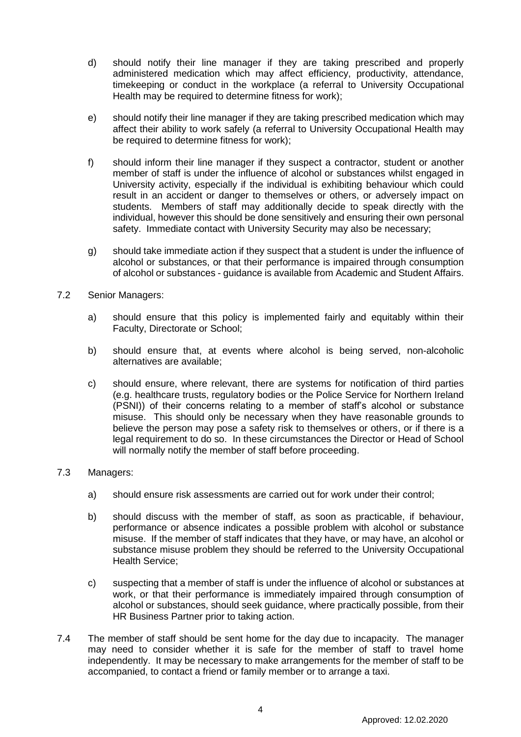d) should notify their line manager if they are taking prescribed and properly administered medication which may affect efficiency, productivity, attendance, timekeeping or conduct in the workplace (a referral to University Occupational Health may be required to determine fitness for work);

e) should notify their line manager if they are taking prescribed medication which may affect their ability to work safely (a referral to University Occupational Health may be required to determine fitness for work);

f) should inform their line manager if they suspect a contractor, student or another member of staff is under the influence of alcohol or substances whilst engaged in University activity, especially if the individual is exhibiting behaviour which could result in an accident or danger to themselves or others, or adversely impact on students. Members of staff may additionally decide to speak directly with the individual, however this should be done sensitively and ensuring their own personal safety. Immediate contact with University Security may also be necessary;

g) should take immediate action if they suspect that a student is under the influence of alcohol or substances, or that their performance is impaired through consumption of alcohol or substances - guidance is available from Academic and Student Affairs.

7.2 Senior Managers:

a) should ensure that this policy is implemented fairly and equitably within their Faculty, Directorate or School;

b) should ensure that, at events where alcohol is being served, non-alcoholic alternatives are available;

c) should ensure, where relevant, there are systems for notification of third parties (e.g. healthcare trusts, regulatory bodies or the Police Service for Northern Ireland (PSNI)) of their concerns relating to a member of staff's alcohol or substance misuse. This should only be necessary when they have reasonable grounds to believe the person may pose a safety risk to themselves or others, or if there is a legal requirement to do so. In these circumstances the Director or Head of School will normally notify the member of staff before proceeding.

7.3 Managers:

a) should ensure risk assessments are carried out for work under their control;

b) should discuss with the member of staff, as soon as practicable, if behaviour, performance or absence indicates a possible problem with alcohol or substance misuse. If the member of staff indicates that they have, or may have, an alcohol or substance misuse problem they should be referred to the University Occupational Health Service;

c) suspecting that a member of staff is under the influence of alcohol or substances at work, or that their performance is immediately impaired through consumption of alcohol or substances, should seek guidance, where practically possible, from their HR Business Partner prior to taking action.

7.4 The member of staff should be sent home for the day due to incapacity. The manager may need to consider whether it is safe for the member of staff to travel home independently. It may be necessary to make arrangements for the member of staff to be accompanied, to contact a friend or family member or to arrange a taxi.

Approved: 12.02.2020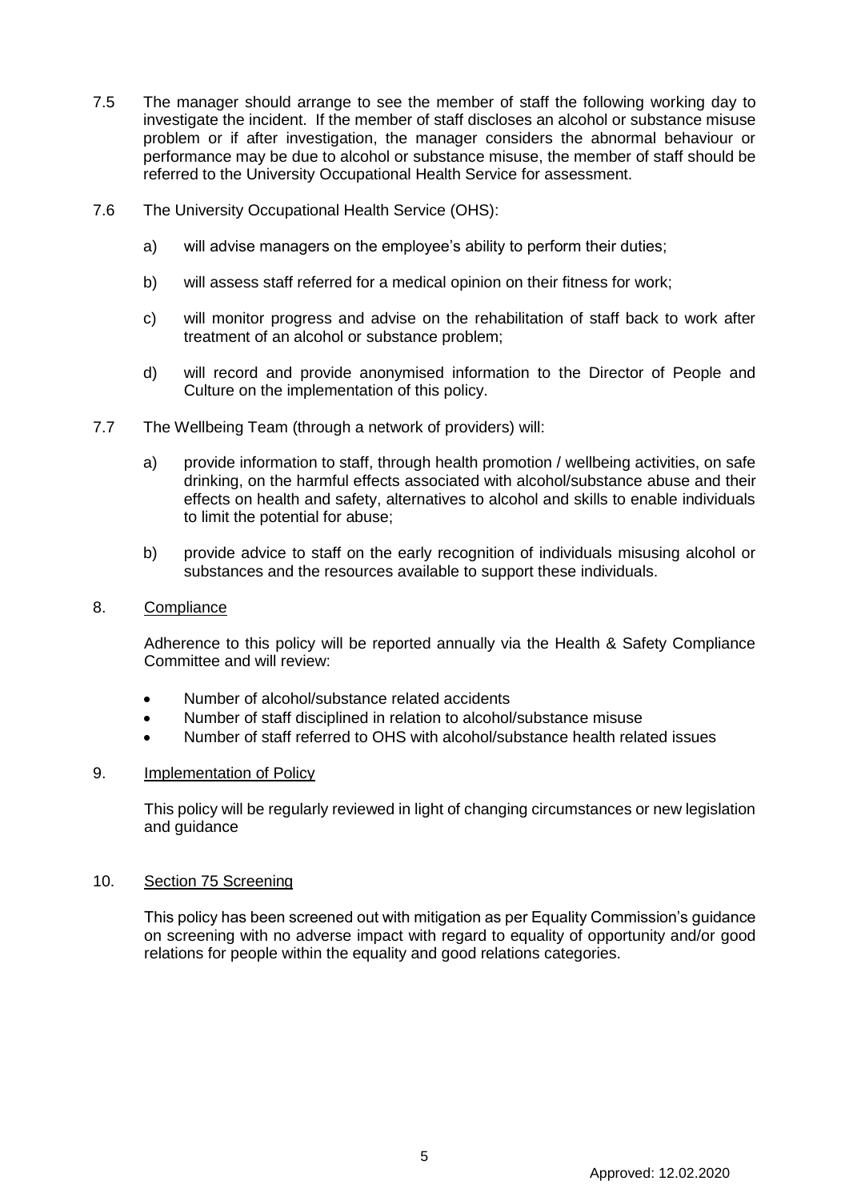7.5 The manager should arrange to see the member of staff the following working day to investigate the incident. If the member of staff discloses an alcohol or substance misuse problem or if after investigation, the manager considers the abnormal behaviour or performance may be due to alcohol or substance misuse, the member of staff should be referred to the University Occupational Health Service for assessment.

7.6 The University Occupational Health Service (OHS):

a) will advise managers on the employee's ability to perform their duties;

b) will assess staff referred for a medical opinion on their fitness for work;

c) will monitor progress and advise on the rehabilitation of staff back to work after treatment of an alcohol or substance problem;

d) will record and provide anonymised information to the Director of People and Culture on the implementation of this policy.

7.7 The Wellbeing Team (through a network of providers) will:

a) provide information to staff, through health promotion / wellbeing activities, on safe drinking, on the harmful effects associated with alcohol/substance abuse and their effects on health and safety, alternatives to alcohol and skills to enable individuals to limit the potential for abuse;

b) provide advice to staff on the early recognition of individuals misusing alcohol or substances and the resources available to support these individuals.

## 8. Compliance

Adherence to this policy will be reported annually via the Health & Safety Compliance Committee and will review:

- Number of alcohol/substance related accidents
- Number of staff disciplined in relation to alcohol/substance misuse
- Number of staff referred to OHS with alcohol/substance health related issues

## 9. Implementation of Policy

This policy will be regularly reviewed in light of changing circumstances or new legislation and guidance

## 10. Section 75 Screening

This policy has been screened out with mitigation as per Equality Commission's guidance on screening with no adverse impact with regard to equality of opportunity and/or good relations for people within the equality and good relations categories.

Approved: 12.02.2020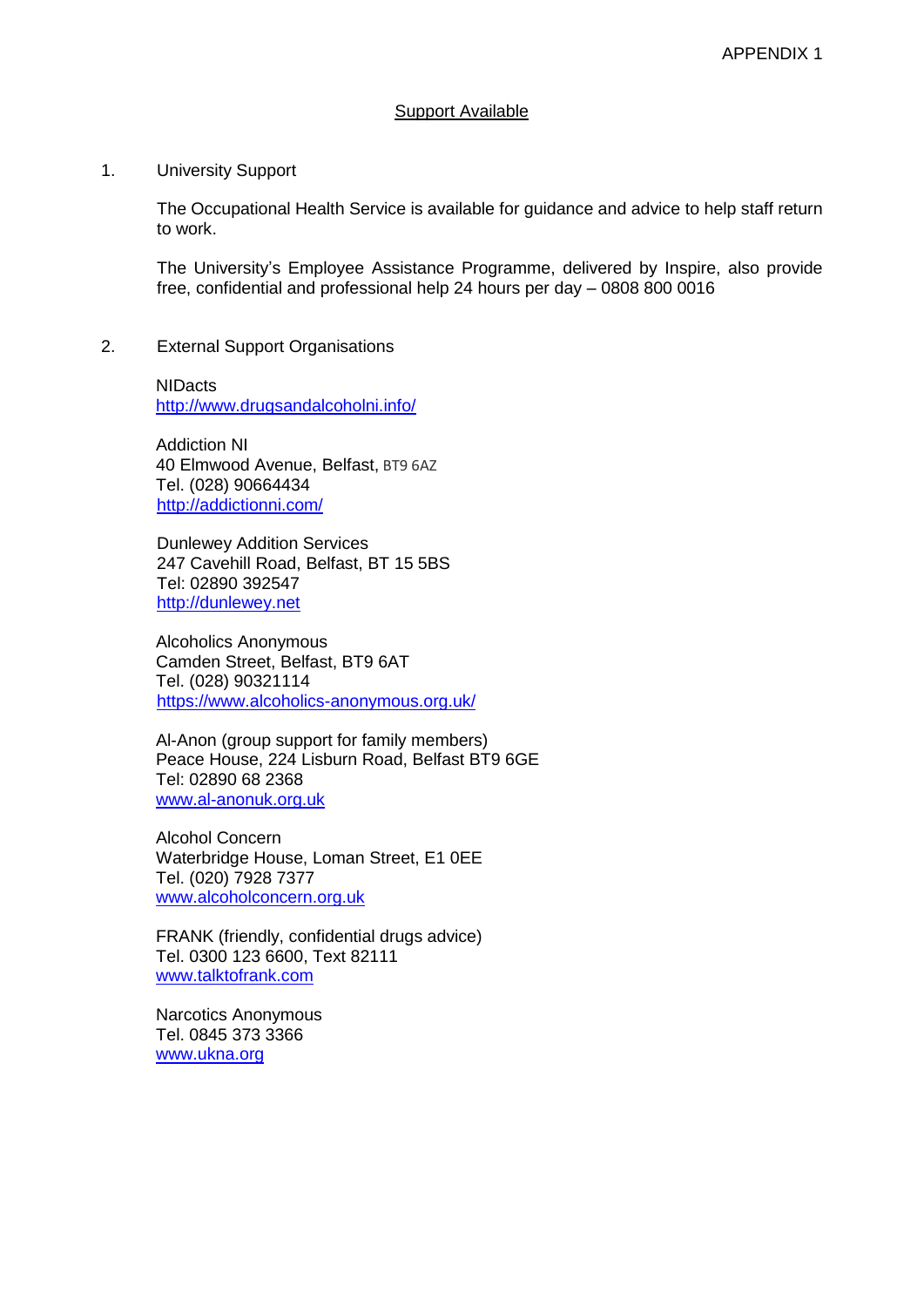APPENDIX 1

## Support Available

1. University Support

   The Occupational Health Service is available for guidance and advice to help staff return to work.

   The University's Employee Assistance Programme, delivered by Inspire, also provide free, confidential and professional help 24 hours per day – 0808 800 0016

2. External Support Organisations

   NIDacts  
   http://www.drugsandalcoholni.info/

   Addiction NI  
   40 Elmwood Avenue, Belfast, BT9 6AZ  
   Tel. (028) 90664434  
   http://addictionni.com/

   Dunlewey Addition Services  
   247 Cavehill Road, Belfast, BT 15 5BS  
   Tel: 02890 392547  
   http://dunlewey.net

   Alcoholics Anonymous  
   Camden Street, Belfast, BT9 6AT  
   Tel. (028) 90321114  
   https://www.alcoholics-anonymous.org.uk/

   Al-Anon (group support for family members)  
   Peace House, 224 Lisburn Road, Belfast BT9 6GE  
   Tel: 02890 68 2368  
   www.al-anonuk.org.uk

   Alcohol Concern  
   Waterbridge House, Loman Street, E1 0EE  
   Tel. (020) 7928 7377  
   www.alcoholconcern.org.uk

   FRANK (friendly, confidential drugs advice)  
   Tel. 0300 123 6600, Text 82111  
   www.talktofrank.com

   Narcotics Anonymous  
   Tel. 0845 373 3366  
   www.ukna.org